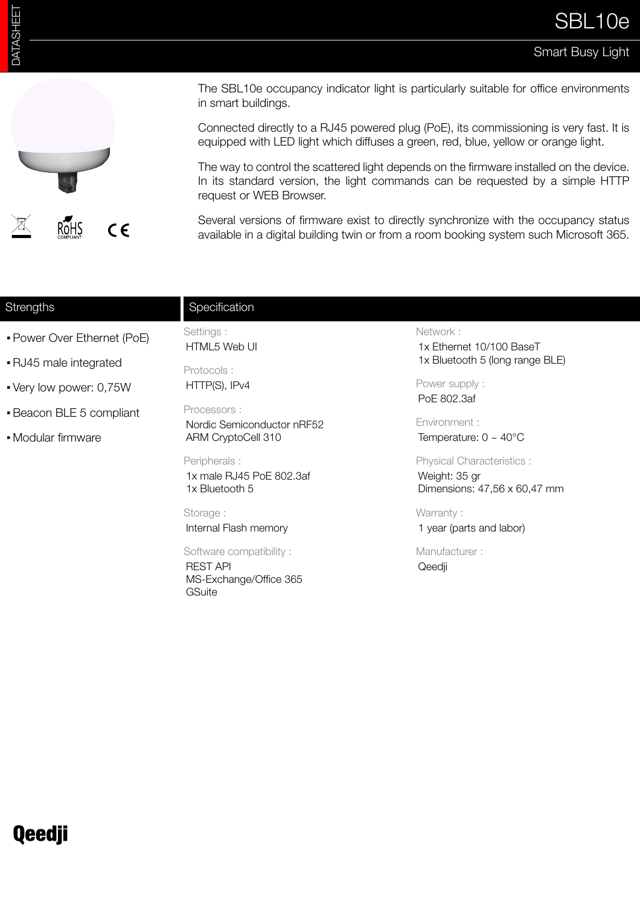# SBL10e

## Smart Busy Light

The SBL10e occupancy indicator light is particularly suitable for office environments in smart buildings.

Connected directly to a RJ45 powered plug (PoE), its commissioning is very fast. It is equipped with LED light which diffuses a green, red, blue, yellow or orange light.

The way to control the scattered light depends on the firmware installed on the device. In its standard version, the light commands can be requested by a simple HTTP request or WEB Browser.

Several versions of firmware exist to directly synchronize with the occupancy status available in a digital building twin or from a room booking system such Microsoft 365.

## Strengths

- Power Over Ethernet (PoE)
- RJ45 male integrated
- Very low power: 0,75W
- Beacon BLE 5 compliant
- Modular firmware

## Specification

Settings :
HTML5 Web UI

Protocols :
HTTP(S), IPv4

Processors :
Nordic Semiconductor nRF52
ARM CryptoCell 310

Peripherals :
1x male RJ45 PoE 802.3af
1x Bluetooth 5

Storage :
Internal Flash memory

Software compatibility :
REST API
MS-Exchange/Office 365
GSuite

Network :
1x Ethernet 10/100 BaseT
1x Bluetooth 5 (long range BLE)

Power supply :
PoE 802.3af

Environment :
Temperature: 0 ~ 40°C

Physical Characteristics :
Weight: 35 gr
Dimensions: 47,56 x 60,47 mm

Warranty :
1 year (parts and labor)

Manufacturer :
Qeedji

Qeedji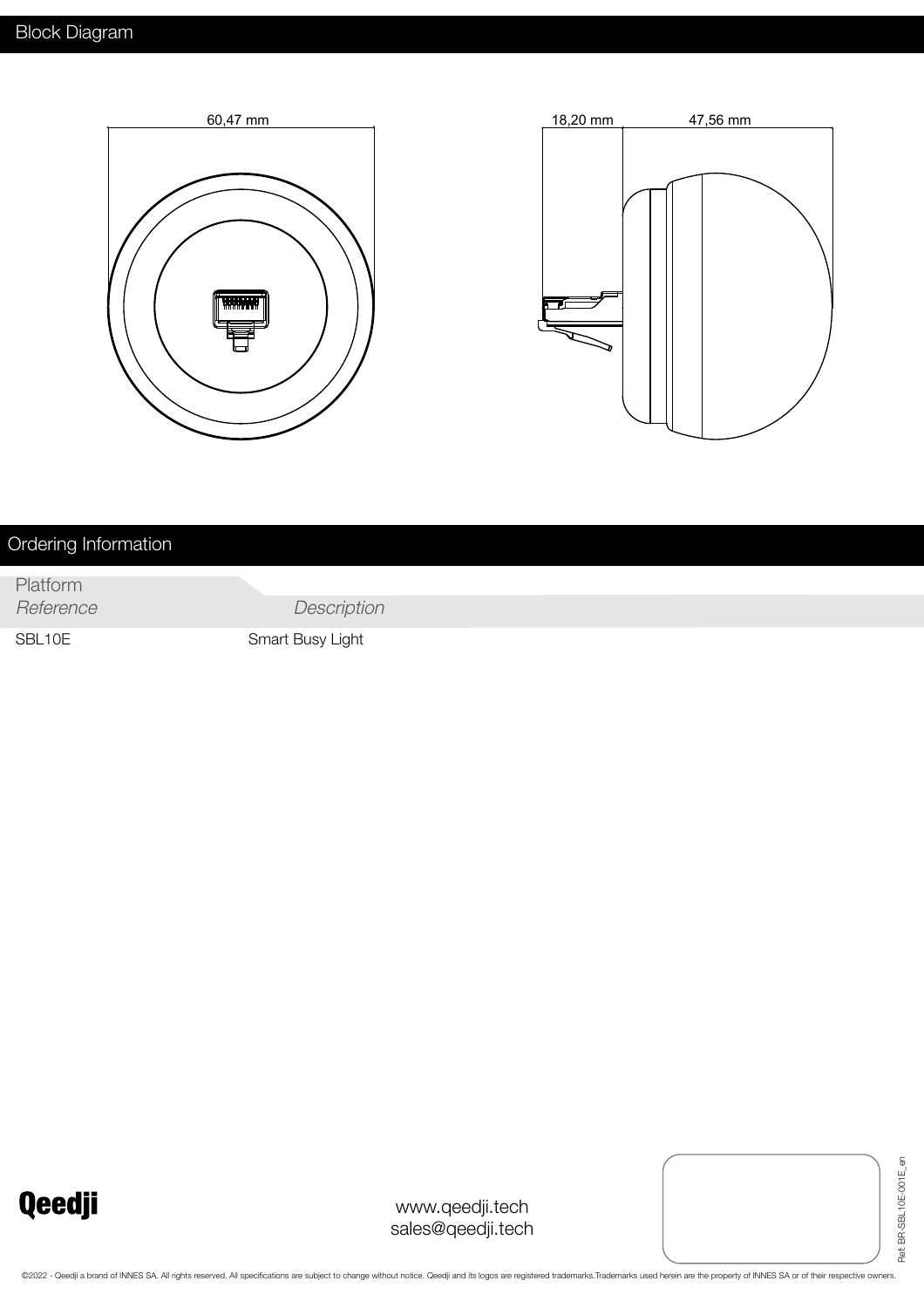## Block Diagram

60,47 mm

18,20 mm

47,56 mm

## Ordering Information

| Platform *Reference* | *Description* |
|---|---|
| SBL10E | Smart Busy Light |

Qeedji

www.qeedji.tech
sales@qeedji.tech

Ref: BR-SBL10E-001E_en

©2022 - Qeedji a brand of INNES SA. All rights reserved. All specifications are subject to change without notice. Qeedji and its logos are registered trademarks.Trademarks used herein are the property of INNES SA or of their respective owners.